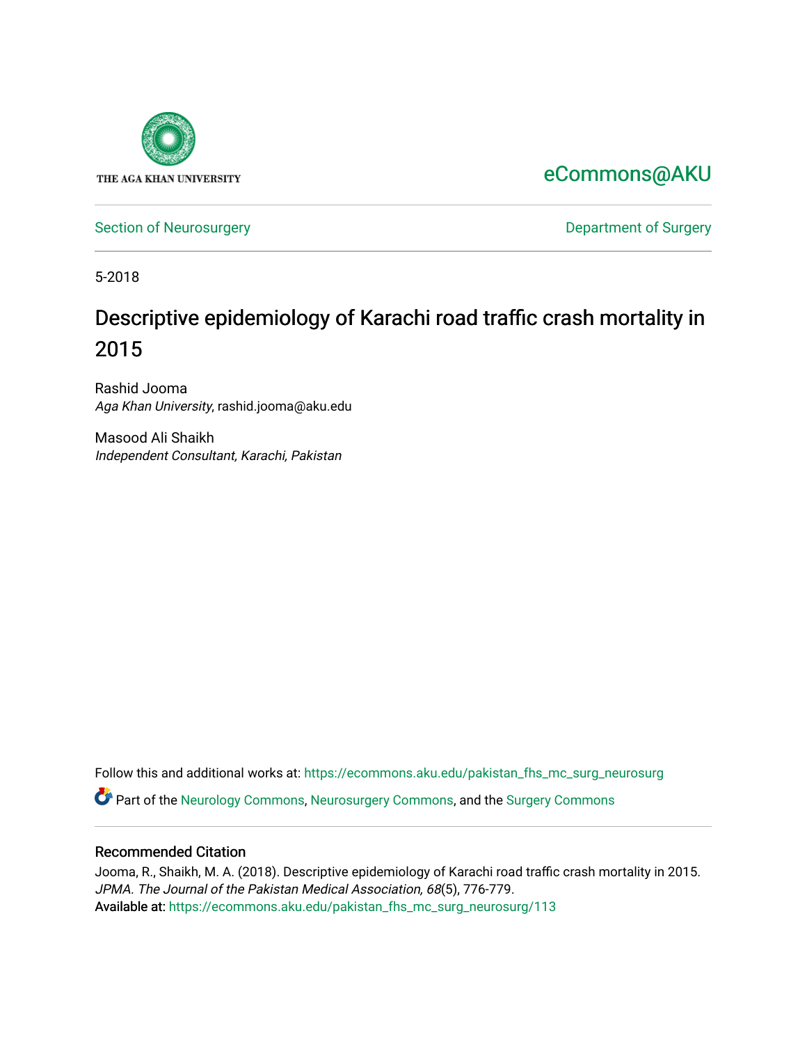THE AGA KHAN UNIVERSITY

eCommons@AKU

Section of Neurosurgery

Department of Surgery

5-2018

# Descriptive epidemiology of Karachi road traffic crash mortality in 2015

Rashid Jooma
*Aga Khan University*, rashid.jooma@aku.edu

Masood Ali Shaikh
*Independent Consultant, Karachi, Pakistan*

Follow this and additional works at: https://ecommons.aku.edu/pakistan_fhs_mc_surg_neurosurg

Part of the Neurology Commons, Neurosurgery Commons, and the Surgery Commons

## Recommended Citation

Jooma, R., Shaikh, M. A. (2018). Descriptive epidemiology of Karachi road traffic crash mortality in 2015. *JPMA. The Journal of the Pakistan Medical Association, 68*(5), 776-779.
Available at: https://ecommons.aku.edu/pakistan_fhs_mc_surg_neurosurg/113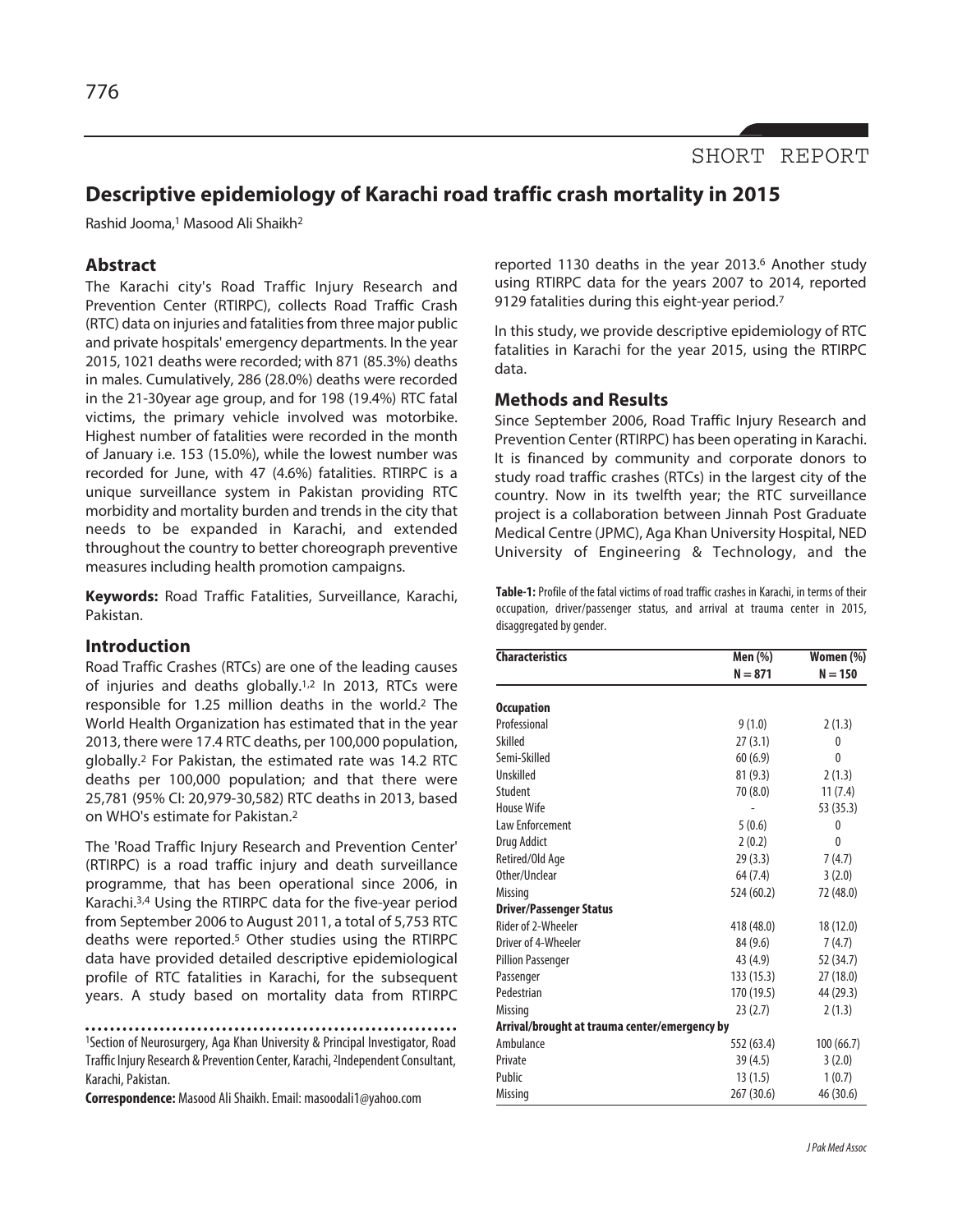SHORT REPORT

# Descriptive epidemiology of Karachi road traffic crash mortality in 2015

Rashid Jooma,[1] Masood Ali Shaikh[2]

## Abstract

The Karachi city's Road Traffic Injury Research and Prevention Center (RTIRPC), collects Road Traffic Crash (RTC) data on injuries and fatalities from three major public and private hospitals' emergency departments. In the year 2015, 1021 deaths were recorded; with 871 (85.3%) deaths in males. Cumulatively, 286 (28.0%) deaths were recorded in the 21-30year age group, and for 198 (19.4%) RTC fatal victims, the primary vehicle involved was motorbike. Highest number of fatalities were recorded in the month of January i.e. 153 (15.0%), while the lowest number was recorded for June, with 47 (4.6%) fatalities. RTIRPC is a unique surveillance system in Pakistan providing RTC morbidity and mortality burden and trends in the city that needs to be expanded in Karachi, and extended throughout the country to better choreograph preventive measures including health promotion campaigns.

**Keywords:** Road Traffic Fatalities, Surveillance, Karachi, Pakistan.

## Introduction

Road Traffic Crashes (RTCs) are one of the leading causes of injuries and deaths globally.[1,2] In 2013, RTCs were responsible for 1.25 million deaths in the world.[2] The World Health Organization has estimated that in the year 2013, there were 17.4 RTC deaths, per 100,000 population, globally.[2] For Pakistan, the estimated rate was 14.2 RTC deaths per 100,000 population; and that there were 25,781 (95% CI: 20,979-30,582) RTC deaths in 2013, based on WHO's estimate for Pakistan.[2]

The 'Road Traffic Injury Research and Prevention Center' (RTIRPC) is a road traffic injury and death surveillance programme, that has been operational since 2006, in Karachi.[3,4] Using the RTIRPC data for the five-year period from September 2006 to August 2011, a total of 5,753 RTC deaths were reported.[5] Other studies using the RTIRPC data have provided detailed descriptive epidemiological profile of RTC fatalities in Karachi, for the subsequent years. A study based on mortality data from RTIRPC reported 1130 deaths in the year 2013.[6] Another study using RTIRPC data for the years 2007 to 2014, reported 9129 fatalities during this eight-year period.[7]

In this study, we provide descriptive epidemiology of RTC fatalities in Karachi for the year 2015, using the RTIRPC data.

## Methods and Results

Since September 2006, Road Traffic Injury Research and Prevention Center (RTIRPC) has been operating in Karachi. It is financed by community and corporate donors to study road traffic crashes (RTCs) in the largest city of the country. Now in its twelfth year; the RTC surveillance project is a collaboration between Jinnah Post Graduate Medical Centre (JPMC), Aga Khan University Hospital, NED University of Engineering & Technology, and the

**Table-1:** Profile of the fatal victims of road traffic crashes in Karachi, in terms of their occupation, driver/passenger status, and arrival at trauma center in 2015, disaggregated by gender.

| Characteristics | Men (%) N = 871 | Women (%) N = 150 |
|---|---|---|
| **Occupation** | | |
| Professional | 9 (1.0) | 2 (1.3) |
| Skilled | 27 (3.1) | 0 |
| Semi-Skilled | 60 (6.9) | 0 |
| Unskilled | 81 (9.3) | 2 (1.3) |
| Student | 70 (8.0) | 11 (7.4) |
| House Wife | - | 53 (35.3) |
| Law Enforcement | 5 (0.6) | 0 |
| Drug Addict | 2 (0.2) | 0 |
| Retired/Old Age | 29 (3.3) | 7 (4.7) |
| Other/Unclear | 64 (7.4) | 3 (2.0) |
| Missing | 524 (60.2) | 72 (48.0) |
| **Driver/Passenger Status** | | |
| Rider of 2-Wheeler | 418 (48.0) | 18 (12.0) |
| Driver of 4-Wheeler | 84 (9.6) | 7 (4.7) |
| Pillion Passenger | 43 (4.9) | 52 (34.7) |
| Passenger | 133 (15.3) | 27 (18.0) |
| Pedestrian | 170 (19.5) | 44 (29.3) |
| Missing | 23 (2.7) | 2 (1.3) |
| **Arrival/brought at trauma center/emergency by** | | |
| Ambulance | 552 (63.4) | 100 (66.7) |
| Private | 39 (4.5) | 3 (2.0) |
| Public | 13 (1.5) | 1 (0.7) |
| Missing | 267 (30.6) | 46 (30.6) |

[1]Section of Neurosurgery, Aga Khan University & Principal Investigator, Road Traffic Injury Research & Prevention Center, Karachi, [2]Independent Consultant, Karachi, Pakistan.

**Correspondence:** Masood Ali Shaikh. Email: masoodali1@yahoo.com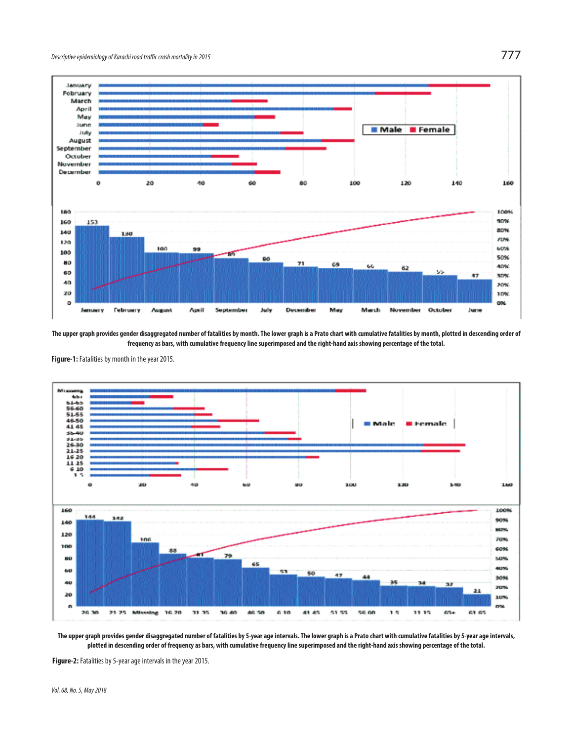The upper graph provides gender disaggregated number of fatalities by month. The lower graph is a Prato chart with cumulative fatalities by month, plotted in descending order of frequency as bars, with cumulative frequency line superimposed and the right-hand axis showing percentage of the total.

**Figure-1:** Fatalities by month in the year 2015.

The upper graph provides gender disaggregated number of fatalities by 5-year age intervals. The lower graph is a Prato chart with cumulative fatalities by 5-year age intervals, plotted in descending order of frequency as bars, with cumulative frequency line superimposed and the right-hand axis showing percentage of the total.

**Figure-2:** Fatalities by 5-year age intervals in the year 2015.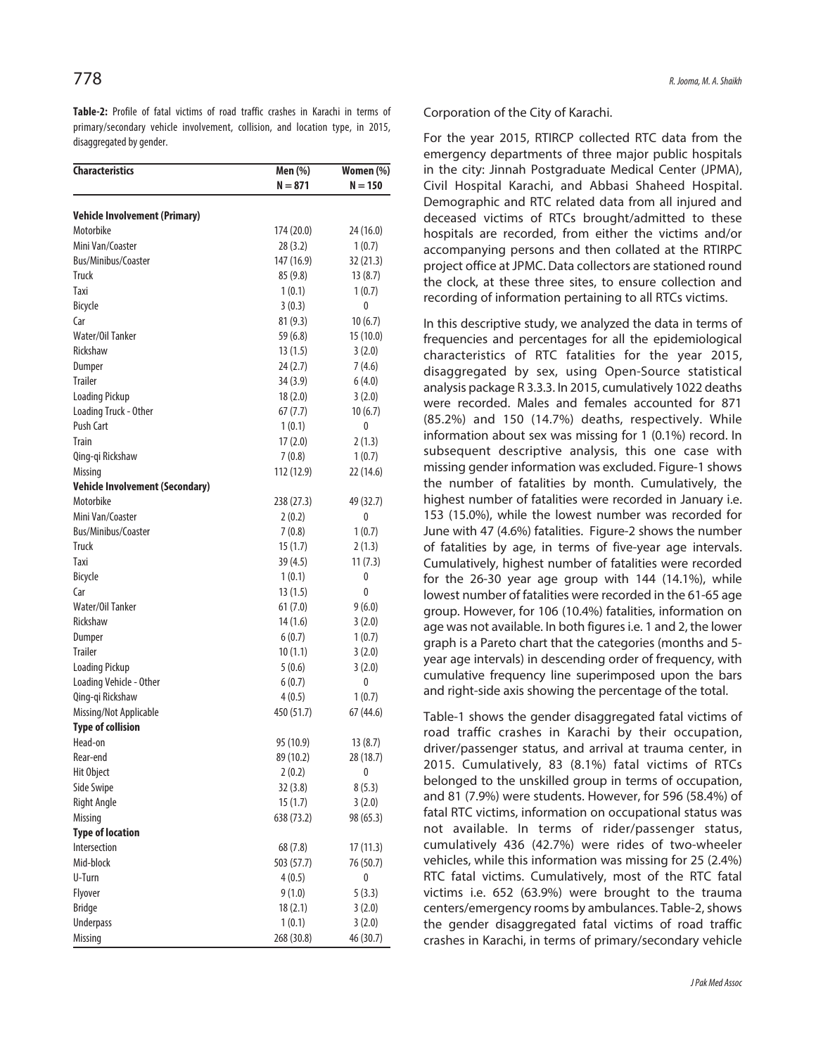**Table-2:** Profile of fatal victims of road traffic crashes in Karachi in terms of primary/secondary vehicle involvement, collision, and location type, in 2015, disaggregated by gender.

| Characteristics | Men (%) N = 871 | Women (%) N = 150 |
|---|---|---|
| **Vehicle Involvement (Primary)** | | |
| Motorbike | 174 (20.0) | 24 (16.0) |
| Mini Van/Coaster | 28 (3.2) | 1 (0.7) |
| Bus/Minibus/Coaster | 147 (16.9) | 32 (21.3) |
| Truck | 85 (9.8) | 13 (8.7) |
| Taxi | 1 (0.1) | 1 (0.7) |
| Bicycle | 3 (0.3) | 0 |
| Car | 81 (9.3) | 10 (6.7) |
| Water/Oil Tanker | 59 (6.8) | 15 (10.0) |
| Rickshaw | 13 (1.5) | 3 (2.0) |
| Dumper | 24 (2.7) | 7 (4.6) |
| Trailer | 34 (3.9) | 6 (4.0) |
| Loading Pickup | 18 (2.0) | 3 (2.0) |
| Loading Truck - Other | 67 (7.7) | 10 (6.7) |
| Push Cart | 1 (0.1) | 0 |
| Train | 17 (2.0) | 2 (1.3) |
| Qing-qi Rickshaw | 7 (0.8) | 1 (0.7) |
| Missing | 112 (12.9) | 22 (14.6) |
| **Vehicle Involvement (Secondary)** | | |
| Motorbike | 238 (27.3) | 49 (32.7) |
| Mini Van/Coaster | 2 (0.2) | 0 |
| Bus/Minibus/Coaster | 7 (0.8) | 1 (0.7) |
| Truck | 15 (1.7) | 2 (1.3) |
| Taxi | 39 (4.5) | 11 (7.3) |
| Bicycle | 1 (0.1) | 0 |
| Car | 13 (1.5) | 0 |
| Water/Oil Tanker | 61 (7.0) | 9 (6.0) |
| Rickshaw | 14 (1.6) | 3 (2.0) |
| Dumper | 6 (0.7) | 1 (0.7) |
| Trailer | 10 (1.1) | 3 (2.0) |
| Loading Pickup | 5 (0.6) | 3 (2.0) |
| Loading Vehicle - Other | 6 (0.7) | 0 |
| Qing-qi Rickshaw | 4 (0.5) | 1 (0.7) |
| Missing/Not Applicable | 450 (51.7) | 67 (44.6) |
| **Type of collision** | | |
| Head-on | 95 (10.9) | 13 (8.7) |
| Rear-end | 89 (10.2) | 28 (18.7) |
| Hit Object | 2 (0.2) | 0 |
| Side Swipe | 32 (3.8) | 8 (5.3) |
| Right Angle | 15 (1.7) | 3 (2.0) |
| Missing | 638 (73.2) | 98 (65.3) |
| **Type of location** | | |
| Intersection | 68 (7.8) | 17 (11.3) |
| Mid-block | 503 (57.7) | 76 (50.7) |
| U-Turn | 4 (0.5) | 0 |
| Flyover | 9 (1.0) | 5 (3.3) |
| Bridge | 18 (2.1) | 3 (2.0) |
| Underpass | 1 (0.1) | 3 (2.0) |
| Missing | 268 (30.8) | 46 (30.7) |

Corporation of the City of Karachi.

For the year 2015, RTIRCP collected RTC data from the emergency departments of three major public hospitals in the city: Jinnah Postgraduate Medical Center (JPMA), Civil Hospital Karachi, and Abbasi Shaheed Hospital. Demographic and RTC related data from all injured and deceased victims of RTCs brought/admitted to these hospitals are recorded, from either the victims and/or accompanying persons and then collated at the RTIRPC project office at JPMC. Data collectors are stationed round the clock, at these three sites, to ensure collection and recording of information pertaining to all RTCs victims.

In this descriptive study, we analyzed the data in terms of frequencies and percentages for all the epidemiological characteristics of RTC fatalities for the year 2015, disaggregated by sex, using Open-Source statistical analysis package R 3.3.3. In 2015, cumulatively 1022 deaths were recorded. Males and females accounted for 871 (85.2%) and 150 (14.7%) deaths, respectively. While information about sex was missing for 1 (0.1%) record. In subsequent descriptive analysis, this one case with missing gender information was excluded. Figure-1 shows the number of fatalities by month. Cumulatively, the highest number of fatalities were recorded in January i.e. 153 (15.0%), while the lowest number was recorded for June with 47 (4.6%) fatalities. Figure-2 shows the number of fatalities by age, in terms of five-year age intervals. Cumulatively, highest number of fatalities were recorded for the 26-30 year age group with 144 (14.1%), while lowest number of fatalities were recorded in the 61-65 age group. However, for 106 (10.4%) fatalities, information on age was not available. In both figures i.e. 1 and 2, the lower graph is a Pareto chart that the categories (months and 5-year age intervals) in descending order of frequency, with cumulative frequency line superimposed upon the bars and right-side axis showing the percentage of the total.

Table-1 shows the gender disaggregated fatal victims of road traffic crashes in Karachi by their occupation, driver/passenger status, and arrival at trauma center, in 2015. Cumulatively, 83 (8.1%) fatal victims of RTCs belonged to the unskilled group in terms of occupation, and 81 (7.9%) were students. However, for 596 (58.4%) of fatal RTC victims, information on occupational status was not available. In terms of rider/passenger status, cumulatively 436 (42.7%) were rides of two-wheeler vehicles, while this information was missing for 25 (2.4%) RTC fatal victims. Cumulatively, most of the RTC fatal victims i.e. 652 (63.9%) were brought to the trauma centers/emergency rooms by ambulances. Table-2, shows the gender disaggregated fatal victims of road traffic crashes in Karachi, in terms of primary/secondary vehicle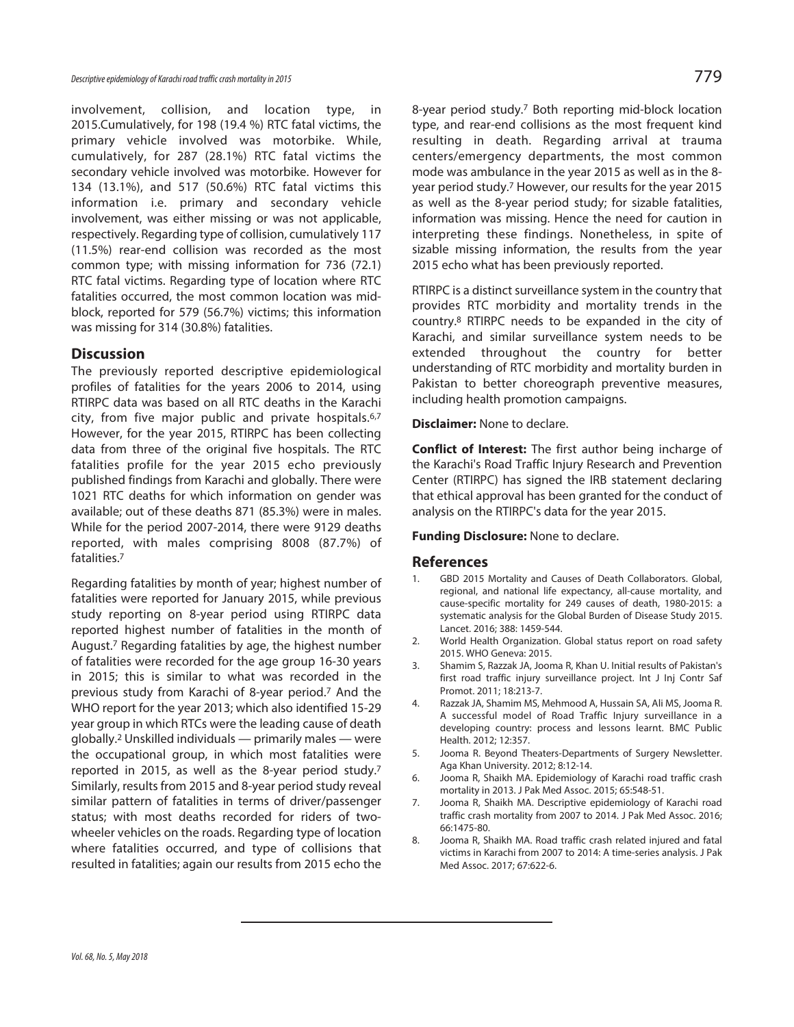involvement, collision, and location type, in 2015.Cumulatively, for 198 (19.4 %) RTC fatal victims, the primary vehicle involved was motorbike. While, cumulatively, for 287 (28.1%) RTC fatal victims the secondary vehicle involved was motorbike. However for 134 (13.1%), and 517 (50.6%) RTC fatal victims this information i.e. primary and secondary vehicle involvement, was either missing or was not applicable, respectively. Regarding type of collision, cumulatively 117 (11.5%) rear-end collision was recorded as the most common type; with missing information for 736 (72.1) RTC fatal victims. Regarding type of location where RTC fatalities occurred, the most common location was mid-block, reported for 579 (56.7%) victims; this information was missing for 314 (30.8%) fatalities.

## Discussion

The previously reported descriptive epidemiological profiles of fatalities for the years 2006 to 2014, using RTIRPC data was based on all RTC deaths in the Karachi city, from five major public and private hospitals.[6,7] However, for the year 2015, RTIRPC has been collecting data from three of the original five hospitals. The RTC fatalities profile for the year 2015 echo previously published findings from Karachi and globally. There were 1021 RTC deaths for which information on gender was available; out of these deaths 871 (85.3%) were in males. While for the period 2007-2014, there were 9129 deaths reported, with males comprising 8008 (87.7%) of fatalities.[7]

Regarding fatalities by month of year; highest number of fatalities were reported for January 2015, while previous study reporting on 8-year period using RTIRPC data reported highest number of fatalities in the month of August.[7] Regarding fatalities by age, the highest number of fatalities were recorded for the age group 16-30 years in 2015; this is similar to what was recorded in the previous study from Karachi of 8-year period.[7] And the WHO report for the year 2013; which also identified 15-29 year group in which RTCs were the leading cause of death globally.[2] Unskilled individuals — primarily males — were the occupational group, in which most fatalities were reported in 2015, as well as the 8-year period study.[7] Similarly, results from 2015 and 8-year period study reveal similar pattern of fatalities in terms of driver/passenger status; with most deaths recorded for riders of two-wheeler vehicles on the roads. Regarding type of location where fatalities occurred, and type of collisions that resulted in fatalities; again our results from 2015 echo the 8-year period study.[7] Both reporting mid-block location type, and rear-end collisions as the most frequent kind resulting in death. Regarding arrival at trauma centers/emergency departments, the most common mode was ambulance in the year 2015 as well as in the 8-year period study.[7] However, our results for the year 2015 as well as the 8-year period study; for sizable fatalities, information was missing. Hence the need for caution in interpreting these findings. Nonetheless, in spite of sizable missing information, the results from the year 2015 echo what has been previously reported.

RTIRPC is a distinct surveillance system in the country that provides RTC morbidity and mortality trends in the country.[8] RTIRPC needs to be expanded in the city of Karachi, and similar surveillance system needs to be extended throughout the country for better understanding of RTC morbidity and mortality burden in Pakistan to better choreograph preventive measures, including health promotion campaigns.

**Disclaimer:** None to declare.

**Conflict of Interest:** The first author being incharge of the Karachi's Road Traffic Injury Research and Prevention Center (RTIRPC) has signed the IRB statement declaring that ethical approval has been granted for the conduct of analysis on the RTIRPC's data for the year 2015.

**Funding Disclosure:** None to declare.

## References

1. GBD 2015 Mortality and Causes of Death Collaborators. Global, regional, and national life expectancy, all-cause mortality, and cause-specific mortality for 249 causes of death, 1980-2015: a systematic analysis for the Global Burden of Disease Study 2015. Lancet. 2016; 388: 1459-544.
2. World Health Organization. Global status report on road safety 2015. WHO Geneva: 2015.
3. Shamim S, Razzak JA, Jooma R, Khan U. Initial results of Pakistan's first road traffic injury surveillance project. Int J Inj Contr Saf Promot. 2011; 18:213-7.
4. Razzak JA, Shamim MS, Mehmood A, Hussain SA, Ali MS, Jooma R. A successful model of Road Traffic Injury surveillance in a developing country: process and lessons learnt. BMC Public Health. 2012; 12:357.
5. Jooma R. Beyond Theaters-Departments of Surgery Newsletter. Aga Khan University. 2012; 8:12-14.
6. Jooma R, Shaikh MA. Epidemiology of Karachi road traffic crash mortality in 2013. J Pak Med Assoc. 2015; 65:548-51.
7. Jooma R, Shaikh MA. Descriptive epidemiology of Karachi road traffic crash mortality from 2007 to 2014. J Pak Med Assoc. 2016; 66:1475-80.
8. Jooma R, Shaikh MA. Road traffic crash related injured and fatal victims in Karachi from 2007 to 2014: A time-series analysis. J Pak Med Assoc. 2017; 67:622-6.